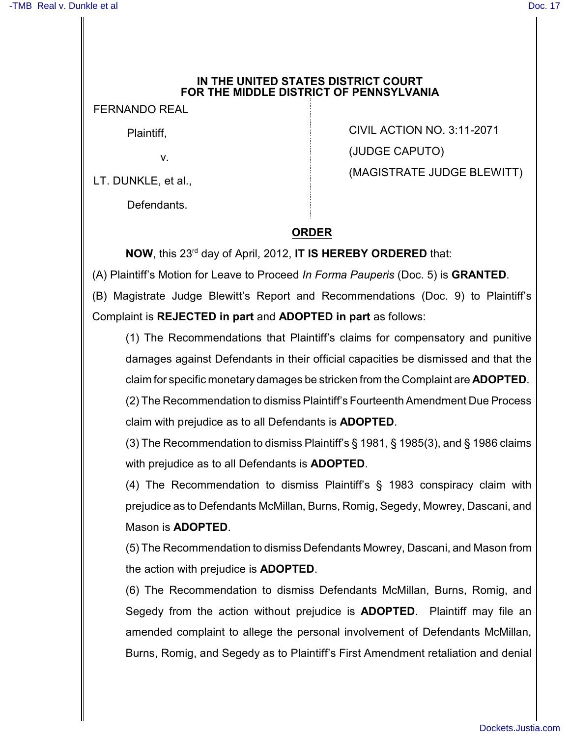**IN THE UNITED STATES DISTRICT COURT**
**FOR THE MIDDLE DISTRICT OF PENNSYLVANIA**

FERNANDO REAL

Plaintiff,

v.

LT. DUNKLE, et al.,

Defendants.

CIVIL ACTION NO. 3:11-2071

(JUDGE CAPUTO)

(MAGISTRATE JUDGE BLEWITT)

**ORDER**

**NOW**, this 23rd day of April, 2012, **IT IS HEREBY ORDERED** that:

(A) Plaintiff's Motion for Leave to Proceed *In Forma Pauperis* (Doc. 5) is **GRANTED**.

(B) Magistrate Judge Blewitt's Report and Recommendations (Doc. 9) to Plaintiff's Complaint is **REJECTED in part** and **ADOPTED in part** as follows:

(1) The Recommendations that Plaintiff's claims for compensatory and punitive damages against Defendants in their official capacities be dismissed and that the claim for specific monetary damages be stricken from the Complaint are **ADOPTED**.

(2) The Recommendation to dismiss Plaintiff's Fourteenth Amendment Due Process claim with prejudice as to all Defendants is **ADOPTED**.

(3) The Recommendation to dismiss Plaintiff's § 1981, § 1985(3), and § 1986 claims with prejudice as to all Defendants is **ADOPTED**.

(4) The Recommendation to dismiss Plaintiff's § 1983 conspiracy claim with prejudice as to Defendants McMillan, Burns, Romig, Segedy, Mowrey, Dascani, and Mason is **ADOPTED**.

(5) The Recommendation to dismiss Defendants Mowrey, Dascani, and Mason from the action with prejudice is **ADOPTED**.

(6) The Recommendation to dismiss Defendants McMillan, Burns, Romig, and Segedy from the action without prejudice is **ADOPTED**. Plaintiff may file an amended complaint to allege the personal involvement of Defendants McMillan, Burns, Romig, and Segedy as to Plaintiff's First Amendment retaliation and denial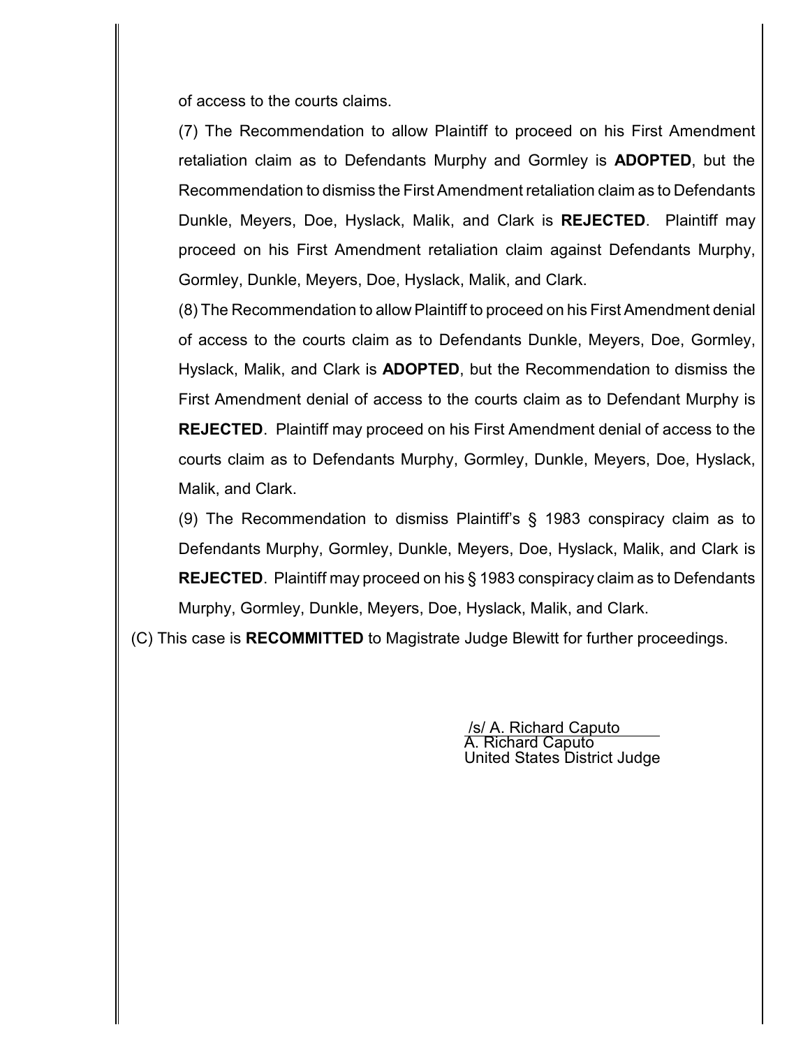of access to the courts claims.

(7) The Recommendation to allow Plaintiff to proceed on his First Amendment retaliation claim as to Defendants Murphy and Gormley is **ADOPTED**, but the Recommendation to dismiss the First Amendment retaliation claim as to Defendants Dunkle, Meyers, Doe, Hyslack, Malik, and Clark is **REJECTED**. Plaintiff may proceed on his First Amendment retaliation claim against Defendants Murphy, Gormley, Dunkle, Meyers, Doe, Hyslack, Malik, and Clark.

(8) The Recommendation to allow Plaintiff to proceed on his First Amendment denial of access to the courts claim as to Defendants Dunkle, Meyers, Doe, Gormley, Hyslack, Malik, and Clark is **ADOPTED**, but the Recommendation to dismiss the First Amendment denial of access to the courts claim as to Defendant Murphy is **REJECTED**. Plaintiff may proceed on his First Amendment denial of access to the courts claim as to Defendants Murphy, Gormley, Dunkle, Meyers, Doe, Hyslack, Malik, and Clark.

(9) The Recommendation to dismiss Plaintiff's § 1983 conspiracy claim as to Defendants Murphy, Gormley, Dunkle, Meyers, Doe, Hyslack, Malik, and Clark is **REJECTED**. Plaintiff may proceed on his § 1983 conspiracy claim as to Defendants Murphy, Gormley, Dunkle, Meyers, Doe, Hyslack, Malik, and Clark.

(C) This case is **RECOMMITTED** to Magistrate Judge Blewitt for further proceedings.

/s/ A. Richard Caputo
A. Richard Caputo
United States District Judge